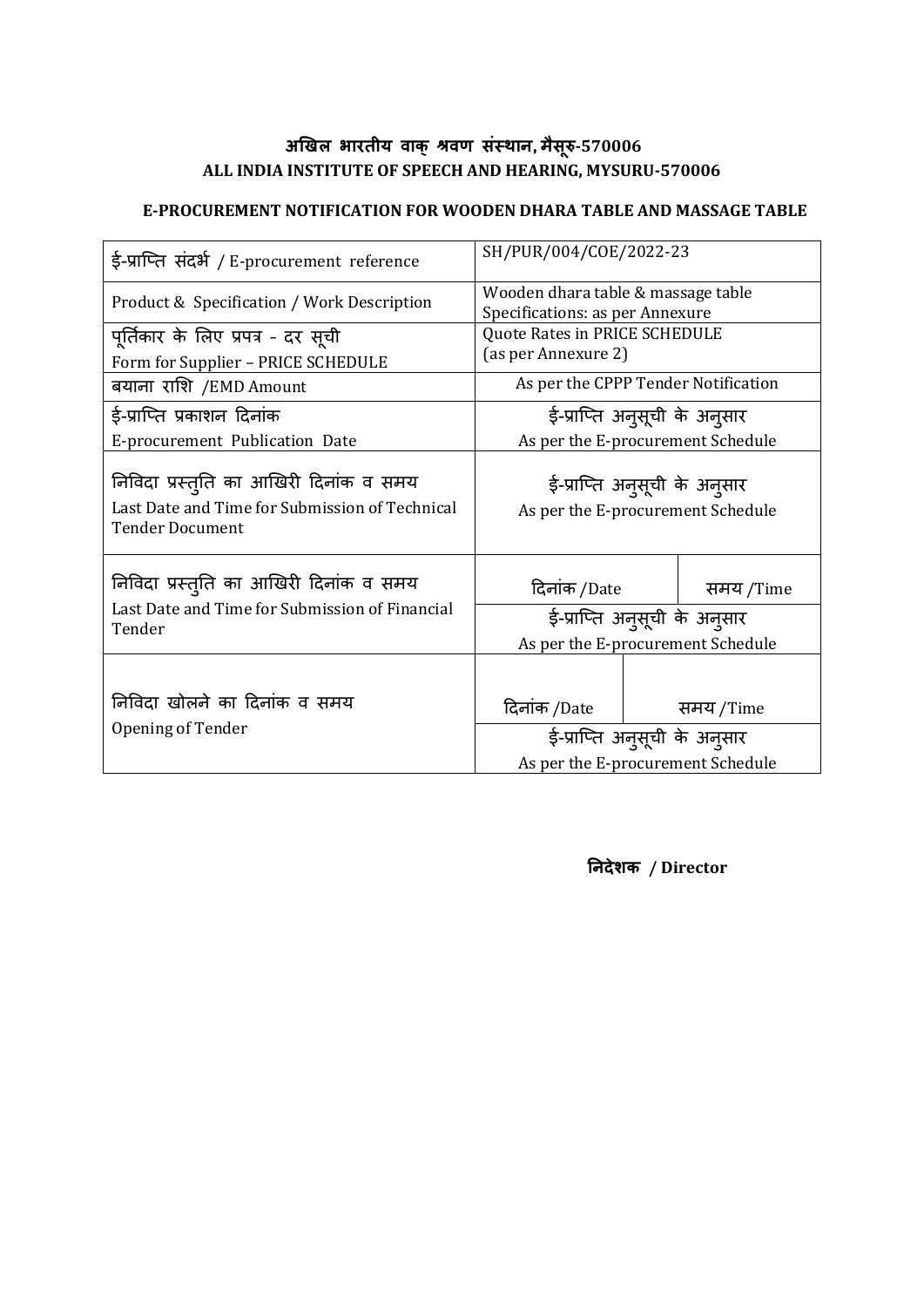# अखिल भारतीय वाक् श्रवण संस्थान, मैसूरु-570006
# ALL INDIA INSTITUTE OF SPEECH AND HEARING, MYSURU-570006

### E-PROCUREMENT NOTIFICATION FOR WOODEN DHARA TABLE AND MASSAGE TABLE

| | | |
|---|---|---|
| ई-प्राप्ति संदर्भ / E-procurement reference | SH/PUR/004/COE/2022-23 | |
| Product & Specification / Work Description | Wooden dhara table & massage table<br>Specifications: as per Annexure | |
| पूर्तिकार के लिए प्रपत्र - दर सूची<br>Form for Supplier – PRICE SCHEDULE | Quote Rates in PRICE SCHEDULE<br>(as per Annexure 2) | |
| बयाना राशि /EMD Amount | As per the CPPP Tender Notification | |
| ई-प्राप्ति प्रकाशन दिनांक<br>E-procurement Publication Date | ई-प्राप्ति अनुसूची के अनुसार<br>As per the E-procurement Schedule | |
| निविदा प्रस्तुति का आखिरी दिनांक व समय<br>Last Date and Time for Submission of Technical Tender Document | ई-प्राप्ति अनुसूची के अनुसार<br>As per the E-procurement Schedule | |
| निविदा प्रस्तुति का आखिरी दिनांक व समय<br>Last Date and Time for Submission of Financial Tender | दिनांक /Date | समय /Time |
| | ई-प्राप्ति अनुसूची के अनुसार<br>As per the E-procurement Schedule | |
| निविदा खोलने का दिनांक व समय<br>Opening of Tender | दिनांक /Date | समय /Time |
| | ई-प्राप्ति अनुसूची के अनुसार<br>As per the E-procurement Schedule | |

**निदेशक / Director**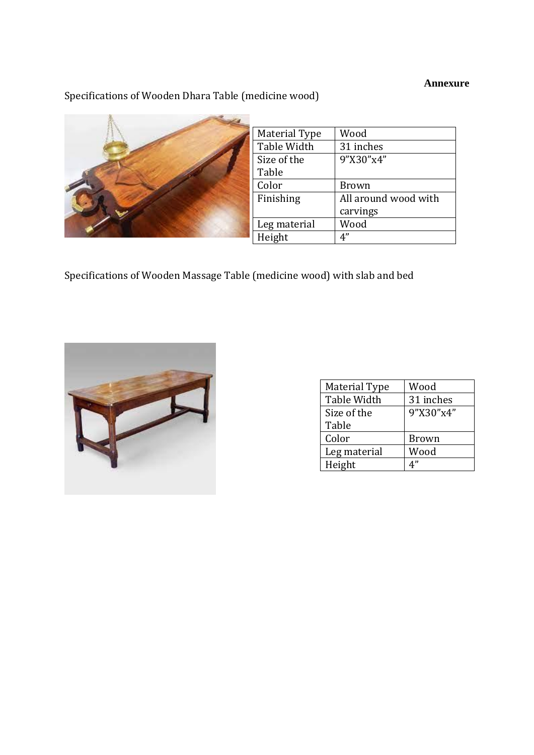**Annexure**

Specifications of Wooden Dhara Table (medicine wood)

| Material Type | Wood |
|---|---|
| Table Width | 31 inches |
| Size of the Table | 9”X30”x4” |
| Color | Brown |
| Finishing | All around wood with carvings |
| Leg material | Wood |
| Height | 4” |

Specifications of Wooden Massage Table (medicine wood) with slab and bed

| Material Type | Wood |
|---|---|
| Table Width | 31 inches |
| Size of the Table | 9”X30”x4” |
| Color | Brown |
| Leg material | Wood |
| Height | 4” |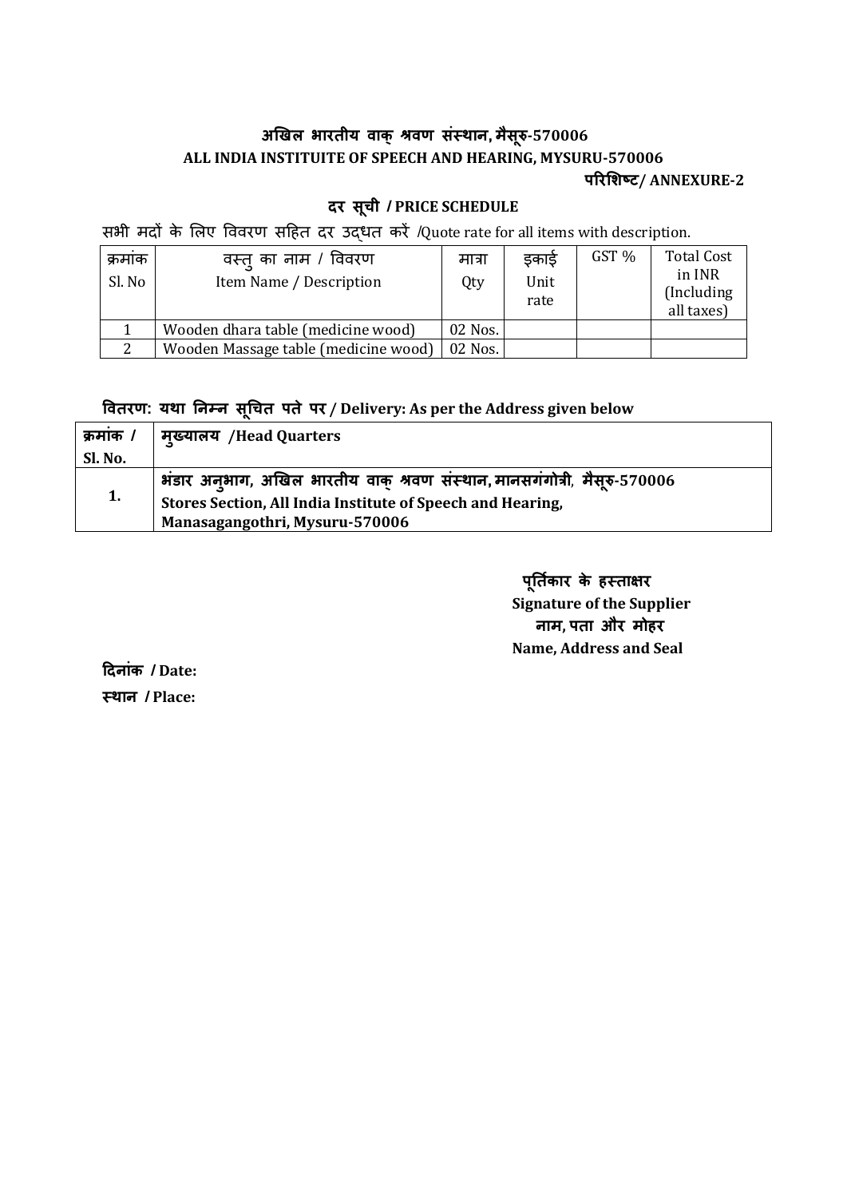**अखिल भारतीय वाक् श्रवण संस्थान, मैसूरु-570006**

**ALL INDIA INSTITUITE OF SPEECH AND HEARING, MYSURU-570006**

**परिशिष्ट/ ANNEXURE-2**

## दर सूची / PRICE SCHEDULE

सभी मदों के लिए विवरण सहित दर उद्धत करें /Quote rate for all items with description.

| क्रमांक Sl. No | वस्तु का नाम / विवरण Item Name / Description | मात्रा Qty | इकाई Unit rate | GST % | Total Cost in INR (Including all taxes) |
|---|---|---|---|---|---|
| 1 | Wooden dhara table (medicine wood) | 02 Nos. | | | |
| 2 | Wooden Massage table (medicine wood) | 02 Nos. | | | |

**वितरण: यथा निम्न सूचित पते पर / Delivery: As per the Address given below**

| क्रमांक / Sl. No. | मुख्यालय /Head Quarters |
|---|---|
| 1. | भंडार अनुभाग, अखिल भारतीय वाक् श्रवण संस्थान, मानसगंगोत्री, मैसूरु-570006 Stores Section, All India Institute of Speech and Hearing, Manasagangothri, Mysuru-570006 |

**पूर्तिकार के हस्ताक्षर**
**Signature of the Supplier**
**नाम, पता और मोहर**
**Name, Address and Seal**

**दिनांक / Date:**

**स्थान / Place:**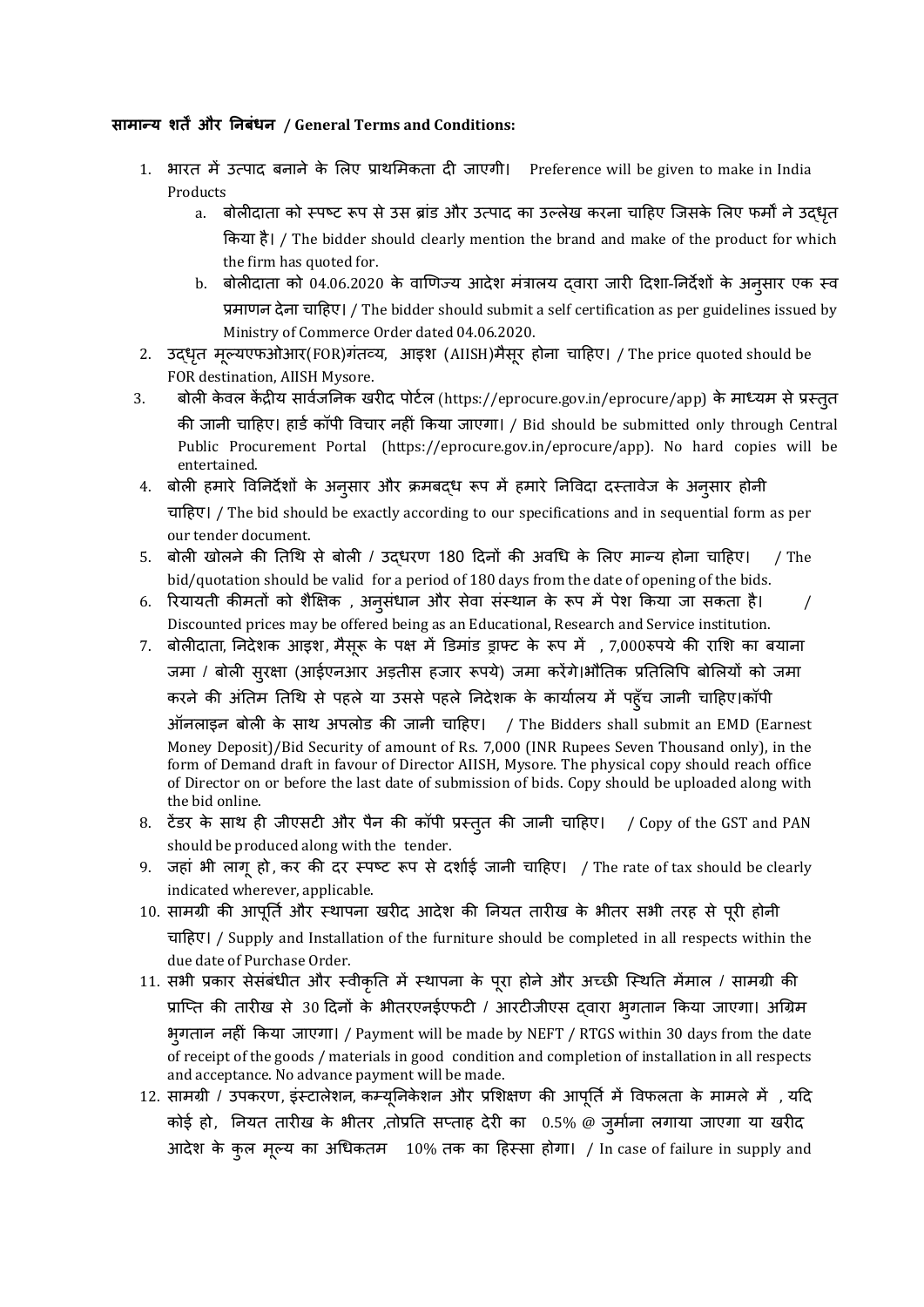**सामान्य शर्तें और निबंधन / General Terms and Conditions:**

1. भारत में उत्पाद बनाने के लिए प्राथमिकता दी जाएगी। Preference will be given to make in India Products
   a. बोलीदाता को स्पष्ट रूप से उस ब्रांड और उत्पाद का उल्लेख करना चाहिए जिसके लिए फर्मों ने उद्धृत किया है। / The bidder should clearly mention the brand and make of the product for which the firm has quoted for.
   b. बोलीदाता को 04.06.2020 के वाणिज्य आदेश मंत्रालय द्वारा जारी दिशा-निर्देशों के अनुसार एक स्व प्रमाणन देना चाहिए। / The bidder should submit a self certification as per guidelines issued by Ministry of Commerce Order dated 04.06.2020.
2. उद्धृत मूल्यएफओआर(FOR)गंतव्य, आइश (AIISH)मैसूर होना चाहिए। / The price quoted should be FOR destination, AIISH Mysore.
3. बोली केवल केंद्रीय सार्वजनिक खरीद पोर्टल (https://eprocure.gov.in/eprocure/app) के माध्यम से प्रस्तुत की जानी चाहिए। हार्ड कॉपी विचार नहीं किया जाएगा। / Bid should be submitted only through Central Public Procurement Portal (https://eprocure.gov.in/eprocure/app). No hard copies will be entertained.
4. बोली हमारे विनिर्देशों के अनुसार और क्रमबद्ध रूप में हमारे निविदा दस्तावेज के अनुसार होनी चाहिए। / The bid should be exactly according to our specifications and in sequential form as per our tender document.
5. बोली खोलने की तिथि से बोली / उद्धरण 180 दिनों की अवधि के लिए मान्य होना चाहिए। / The bid/quotation should be valid for a period of 180 days from the date of opening of the bids.
6. रियायती कीमतों को शैक्षिक , अनुसंधान और सेवा संस्थान के रूप में पेश किया जा सकता है। / Discounted prices may be offered being as an Educational, Research and Service institution.
7. बोलीदाता, निदेशक आइश, मैसूरू के पक्ष में डिमांड ड्राफ्ट के रूप में , 7,000रुपये की राशि का बयाना जमा / बोली सुरक्षा (आईएनआर अड़तीस हजार रूपये) जमा करेंगे।भौतिक प्रतिलिपि बोलियों को जमा करने की अंतिम तिथि से पहले या उससे पहले निदेशक के कार्यालय में पहुँच जानी चाहिए।कॉपी ऑनलाइन बोली के साथ अपलोड की जानी चाहिए। / The Bidders shall submit an EMD (Earnest Money Deposit)/Bid Security of amount of Rs. 7,000 (INR Rupees Seven Thousand only), in the form of Demand draft in favour of Director AIISH, Mysore. The physical copy should reach office of Director on or before the last date of submission of bids. Copy should be uploaded along with the bid online.
8. टेंडर के साथ ही जीएसटी और पैन की कॉपी प्रस्तुत की जानी चाहिए। / Copy of the GST and PAN should be produced along with the tender.
9. जहां भी लागू हो, कर की दर स्पष्ट रूप से दर्शाई जानी चाहिए। / The rate of tax should be clearly indicated wherever, applicable.
10. सामग्री की आपूर्ति और स्थापना खरीद आदेश की नियत तारीख के भीतर सभी तरह से पूरी होनी चाहिए। / Supply and Installation of the furniture should be completed in all respects within the due date of Purchase Order.
11. सभी प्रकार सेसंबंधीत और स्वीकृति में स्थापना के पूरा होने और अच्छी स्थिति मेंमाल / सामग्री की प्राप्ति की तारीख से 30 दिनों के भीतरएनईएफटी / आरटीजीएस द्वारा भुगतान किया जाएगा। अग्रिम भुगतान नहीं किया जाएगा। / Payment will be made by NEFT / RTGS within 30 days from the date of receipt of the goods / materials in good condition and completion of installation in all respects and acceptance. No advance payment will be made.
12. सामग्री / उपकरण, इंस्टालेशन, कम्यूनिकेशन और प्रशिक्षण की आपूर्ति में विफलता के मामले में , यदि कोई हो, नियत तारीख के भीतर ,तोप्रति सप्ताह देरी का 0.5% @ जुर्माना लगाया जाएगा या खरीद आदेश के कुल मूल्य का अधिकतम 10% तक का हिस्सा होगा। / In case of failure in supply and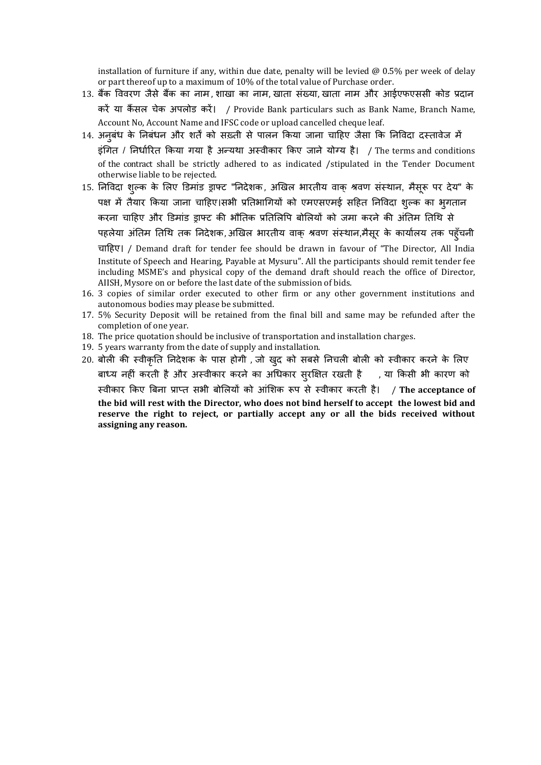installation of furniture if any, within due date, penalty will be levied @ 0.5% per week of delay or part thereof up to a maximum of 10% of the total value of Purchase order.

13. बैंक विवरण जैसे बैंक का नाम, शाखा का नाम, खाता संख्या, खाता नाम और आईएफएससी कोड प्रदान करें या कैंसल चेक अपलोड करें। / Provide Bank particulars such as Bank Name, Branch Name, Account No, Account Name and IFSC code or upload cancelled cheque leaf.
14. अनुबंध के निबंधन और शर्तें को सख़्ती से पालन किया जाना चाहिए जैसा कि निविदा दस्तावेज में इंगित / निर्धारित किया गया है अन्यथा अस्वीकार किए जाने योग्य है। / The terms and conditions of the contract shall be strictly adhered to as indicated /stipulated in the Tender Document otherwise liable to be rejected.
15. निविदा शुल्क के लिए डिमांड ड्राफ्ट "निदेशक, अखिल भारतीय वाक् श्रवण संस्थान, मैसूरू पर देय" के पक्ष में तैयार किया जाना चाहिए।सभी प्रतिभागियों को एमएसएमई सहित निविदा शुल्क का भुगतान करना चाहिए और डिमांड ड्राफ्ट की भौतिक प्रतिलिपि बोलियों को जमा करने की अंतिम तिथि से पहलेया अंतिम तिथि तक निदेशक,अखिल भारतीय वाक् श्रवण संस्थान,मैसूर के कार्यालय तक पहुँचनी चाहिए। / Demand draft for tender fee should be drawn in favour of "The Director, All India Institute of Speech and Hearing, Payable at Mysuru". All the participants should remit tender fee including MSME's and physical copy of the demand draft should reach the office of Director, AIISH, Mysore on or before the last date of the submission of bids.
16. 3 copies of similar order executed to other firm or any other government institutions and autonomous bodies may please be submitted.
17. 5% Security Deposit will be retained from the final bill and same may be refunded after the completion of one year.
18. The price quotation should be inclusive of transportation and installation charges.
19. 5 years warranty from the date of supply and installation.
20. बोली की स्वीकृति निदेशक के पास होगी , जो खुद को सबसे निचली बोली को स्वीकार करने के लिए बाध्य नहीं करती है और अस्वीकार करने का अधिकार सुरक्षित रखती है , या किसी भी कारण को स्वीकार किए बिना प्राप्त सभी बोलियों को आंशिक रूप से स्वीकार करती है। / **The acceptance of the bid will rest with the Director, who does not bind herself to accept the lowest bid and reserve the right to reject, or partially accept any or all the bids received without assigning any reason.**